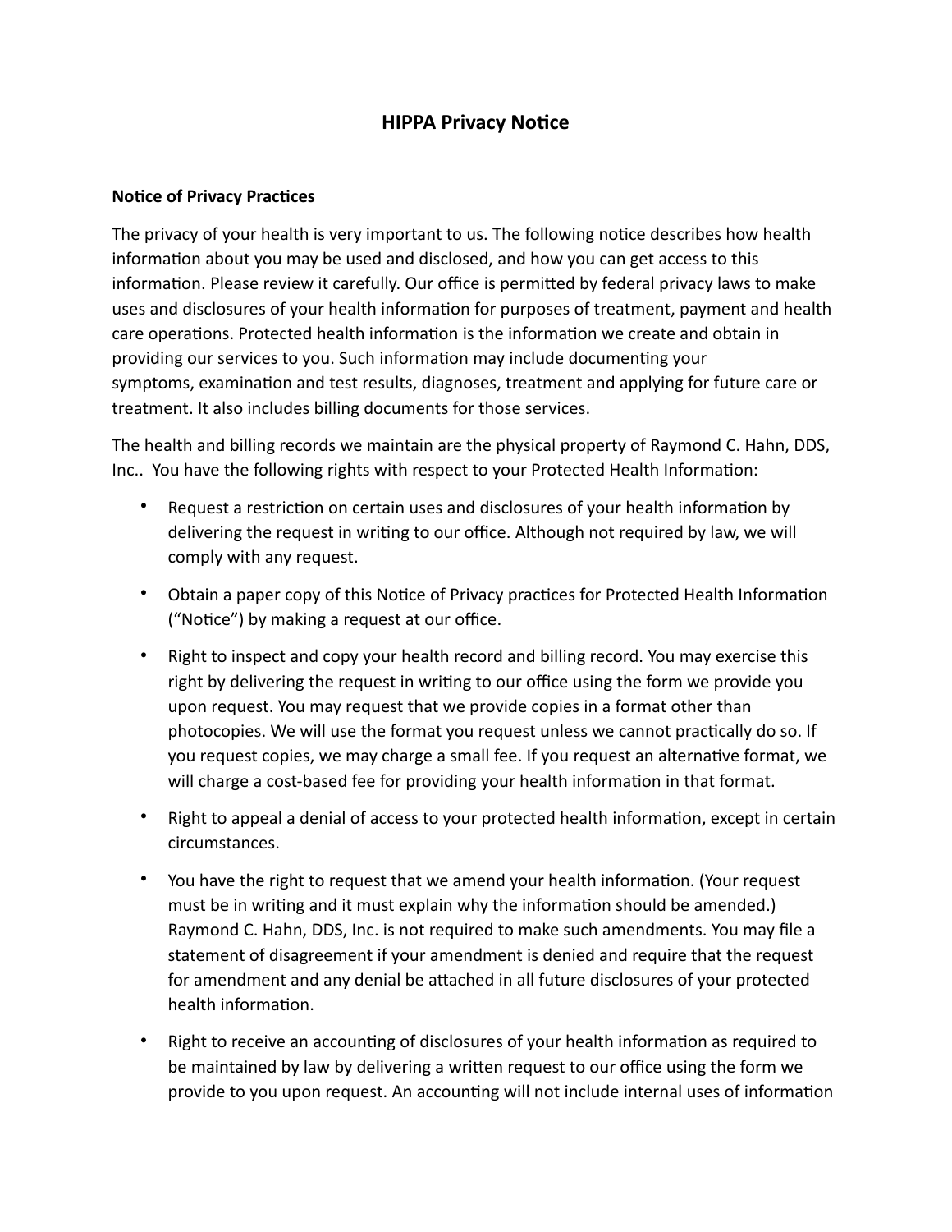# HIPPA Privacy Notice

**Notice of Privacy Practices**

The privacy of your health is very important to us. The following notice describes how health information about you may be used and disclosed, and how you can get access to this information. Please review it carefully. Our office is permitted by federal privacy laws to make uses and disclosures of your health information for purposes of treatment, payment and health care operations. Protected health information is the information we create and obtain in providing our services to you. Such information may include documenting your symptoms, examination and test results, diagnoses, treatment and applying for future care or treatment. It also includes billing documents for those services.

The health and billing records we maintain are the physical property of Raymond C. Hahn, DDS, Inc.. You have the following rights with respect to your Protected Health Information:

- Request a restriction on certain uses and disclosures of your health information by delivering the request in writing to our office. Although not required by law, we will comply with any request.
- Obtain a paper copy of this Notice of Privacy practices for Protected Health Information ("Notice") by making a request at our office.
- Right to inspect and copy your health record and billing record. You may exercise this right by delivering the request in writing to our office using the form we provide you upon request. You may request that we provide copies in a format other than photocopies. We will use the format you request unless we cannot practically do so. If you request copies, we may charge a small fee. If you request an alternative format, we will charge a cost-based fee for providing your health information in that format.
- Right to appeal a denial of access to your protected health information, except in certain circumstances.
- You have the right to request that we amend your health information. (Your request must be in writing and it must explain why the information should be amended.) Raymond C. Hahn, DDS, Inc. is not required to make such amendments. You may file a statement of disagreement if your amendment is denied and require that the request for amendment and any denial be attached in all future disclosures of your protected health information.
- Right to receive an accounting of disclosures of your health information as required to be maintained by law by delivering a written request to our office using the form we provide to you upon request. An accounting will not include internal uses of information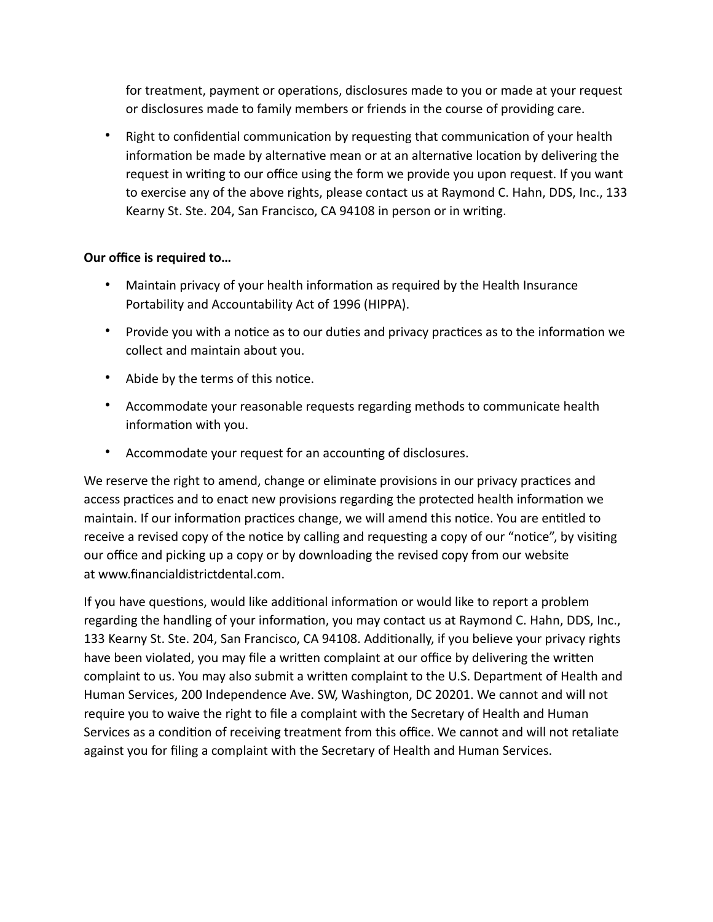for treatment, payment or operations, disclosures made to you or made at your request or disclosures made to family members or friends in the course of providing care.

- Right to confidential communication by requesting that communication of your health information be made by alternative mean or at an alternative location by delivering the request in writing to our office using the form we provide you upon request. If you want to exercise any of the above rights, please contact us at Raymond C. Hahn, DDS, Inc., 133 Kearny St. Ste. 204, San Francisco, CA 94108 in person or in writing.

**Our office is required to…**

- Maintain privacy of your health information as required by the Health Insurance Portability and Accountability Act of 1996 (HIPPA).
- Provide you with a notice as to our duties and privacy practices as to the information we collect and maintain about you.
- Abide by the terms of this notice.
- Accommodate your reasonable requests regarding methods to communicate health information with you.
- Accommodate your request for an accounting of disclosures.

We reserve the right to amend, change or eliminate provisions in our privacy practices and access practices and to enact new provisions regarding the protected health information we maintain. If our information practices change, we will amend this notice. You are entitled to receive a revised copy of the notice by calling and requesting a copy of our "notice", by visiting our office and picking up a copy or by downloading the revised copy from our website at www.financialdistrictdental.com.

If you have questions, would like additional information or would like to report a problem regarding the handling of your information, you may contact us at Raymond C. Hahn, DDS, Inc., 133 Kearny St. Ste. 204, San Francisco, CA 94108. Additionally, if you believe your privacy rights have been violated, you may file a written complaint at our office by delivering the written complaint to us. You may also submit a written complaint to the U.S. Department of Health and Human Services, 200 Independence Ave. SW, Washington, DC 20201. We cannot and will not require you to waive the right to file a complaint with the Secretary of Health and Human Services as a condition of receiving treatment from this office. We cannot and will not retaliate against you for filing a complaint with the Secretary of Health and Human Services.